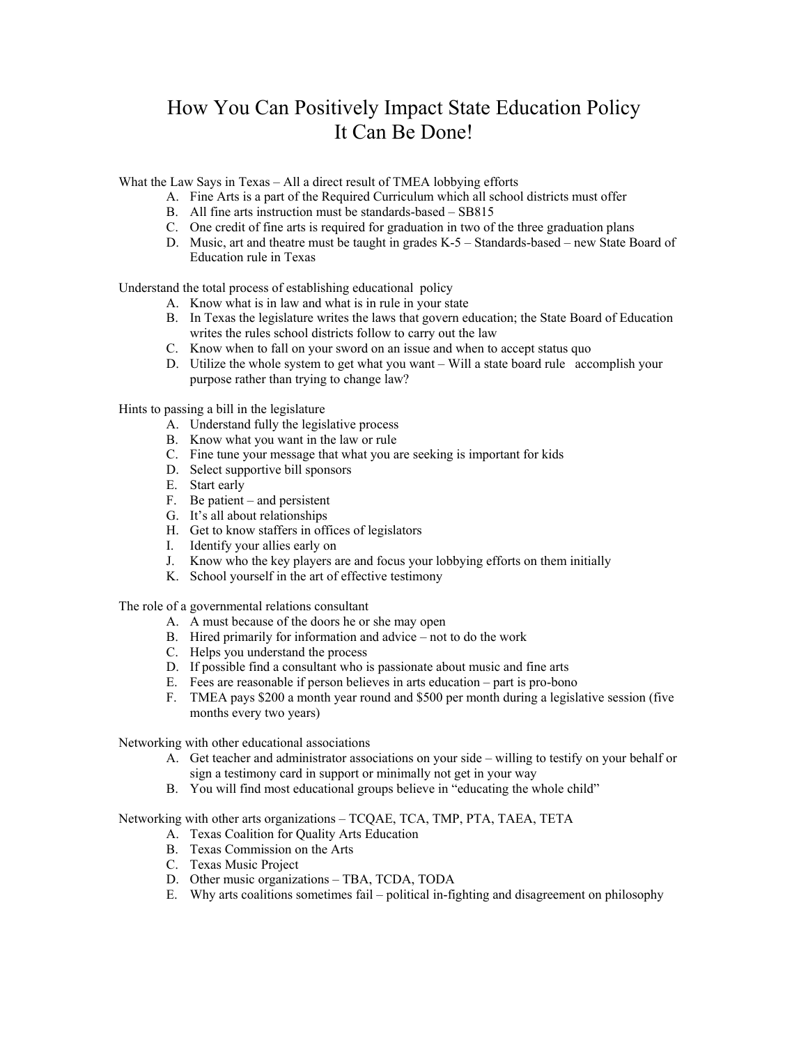# How You Can Positively Impact State Education Policy
# It Can Be Done!

What the Law Says in Texas – All a direct result of TMEA lobbying efforts

A. Fine Arts is a part of the Required Curriculum which all school districts must offer
B. All fine arts instruction must be standards-based – SB815
C. One credit of fine arts is required for graduation in two of the three graduation plans
D. Music, art and theatre must be taught in grades K-5 – Standards-based – new State Board of Education rule in Texas

Understand the total process of establishing educational policy

A. Know what is in law and what is in rule in your state
B. In Texas the legislature writes the laws that govern education; the State Board of Education writes the rules school districts follow to carry out the law
C. Know when to fall on your sword on an issue and when to accept status quo
D. Utilize the whole system to get what you want – Will a state board rule accomplish your purpose rather than trying to change law?

Hints to passing a bill in the legislature

A. Understand fully the legislative process
B. Know what you want in the law or rule
C. Fine tune your message that what you are seeking is important for kids
D. Select supportive bill sponsors
E. Start early
F. Be patient – and persistent
G. It's all about relationships
H. Get to know staffers in offices of legislators
I. Identify your allies early on
J. Know who the key players are and focus your lobbying efforts on them initially
K. School yourself in the art of effective testimony

The role of a governmental relations consultant

A. A must because of the doors he or she may open
B. Hired primarily for information and advice – not to do the work
C. Helps you understand the process
D. If possible find a consultant who is passionate about music and fine arts
E. Fees are reasonable if person believes in arts education – part is pro-bono
F. TMEA pays $200 a month year round and $500 per month during a legislative session (five months every two years)

Networking with other educational associations

A. Get teacher and administrator associations on your side – willing to testify on your behalf or sign a testimony card in support or minimally not get in your way
B. You will find most educational groups believe in "educating the whole child"

Networking with other arts organizations – TCQAE, TCA, TMP, PTA, TAEA, TETA

A. Texas Coalition for Quality Arts Education
B. Texas Commission on the Arts
C. Texas Music Project
D. Other music organizations – TBA, TCDA, TODA
E. Why arts coalitions sometimes fail – political in-fighting and disagreement on philosophy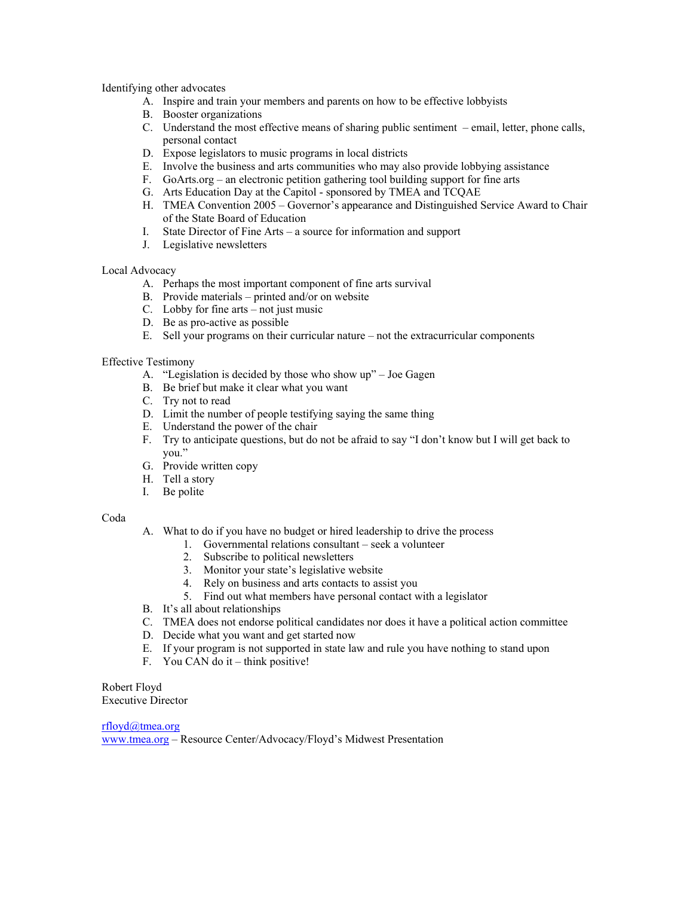Identifying other advocates

A. Inspire and train your members and parents on how to be effective lobbyists
B. Booster organizations
C. Understand the most effective means of sharing public sentiment – email, letter, phone calls, personal contact
D. Expose legislators to music programs in local districts
E. Involve the business and arts communities who may also provide lobbying assistance
F. GoArts.org – an electronic petition gathering tool building support for fine arts
G. Arts Education Day at the Capitol - sponsored by TMEA and TCQAE
H. TMEA Convention 2005 – Governor's appearance and Distinguished Service Award to Chair of the State Board of Education
I. State Director of Fine Arts – a source for information and support
J. Legislative newsletters

Local Advocacy

A. Perhaps the most important component of fine arts survival
B. Provide materials – printed and/or on website
C. Lobby for fine arts – not just music
D. Be as pro-active as possible
E. Sell your programs on their curricular nature – not the extracurricular components

Effective Testimony

A. "Legislation is decided by those who show up" – Joe Gagen
B. Be brief but make it clear what you want
C. Try not to read
D. Limit the number of people testifying saying the same thing
E. Understand the power of the chair
F. Try to anticipate questions, but do not be afraid to say "I don't know but I will get back to you."
G. Provide written copy
H. Tell a story
I. Be polite

Coda

A. What to do if you have no budget or hired leadership to drive the process
   1. Governmental relations consultant – seek a volunteer
   2. Subscribe to political newsletters
   3. Monitor your state's legislative website
   4. Rely on business and arts contacts to assist you
   5. Find out what members have personal contact with a legislator
B. It's all about relationships
C. TMEA does not endorse political candidates nor does it have a political action committee
D. Decide what you want and get started now
E. If your program is not supported in state law and rule you have nothing to stand upon
F. You CAN do it – think positive!

Robert Floyd
Executive Director

rfloyd@tmea.org
www.tmea.org – Resource Center/Advocacy/Floyd's Midwest Presentation